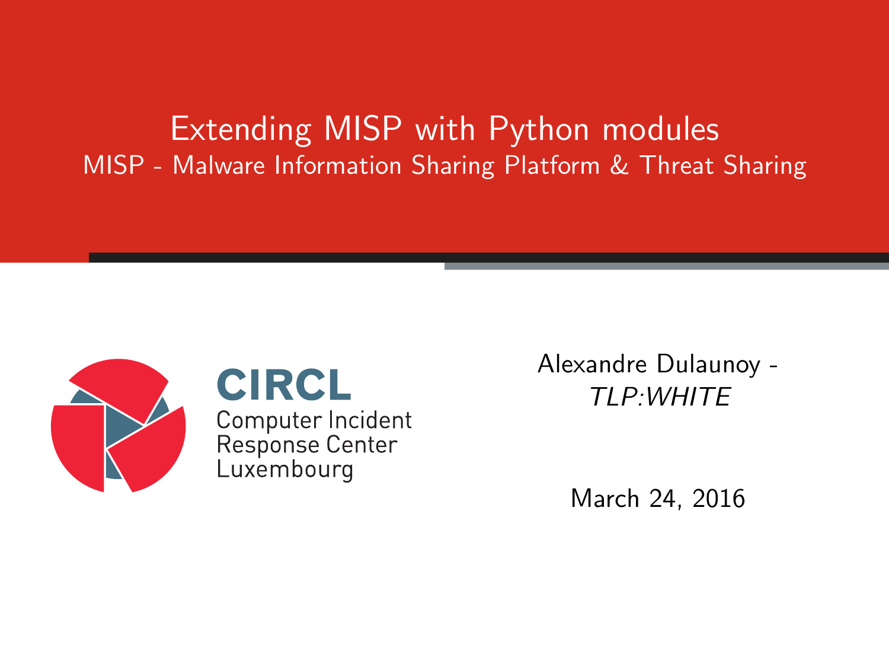# Extending MISP with Python modules

## MISP - Malware Information Sharing Platform & Threat Sharing

**CIRCL**
Computer Incident
Response Center
Luxembourg

Alexandre Dulaunoy - *TLP:WHITE*

March 24, 2016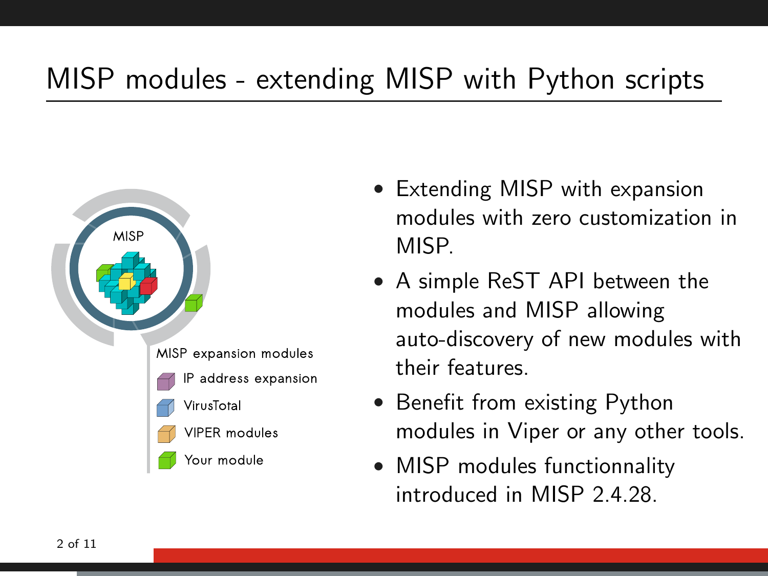# MISP modules - extending MISP with Python scripts

MISP

MISP expansion modules

- IP address expansion
- VirusTotal
- VIPER modules
- Your module

- Extending MISP with expansion modules with zero customization in MISP.
- A simple ReST API between the modules and MISP allowing auto-discovery of new modules with their features.
- Benefit from existing Python modules in Viper or any other tools.
- MISP modules functionnality introduced in MISP 2.4.28.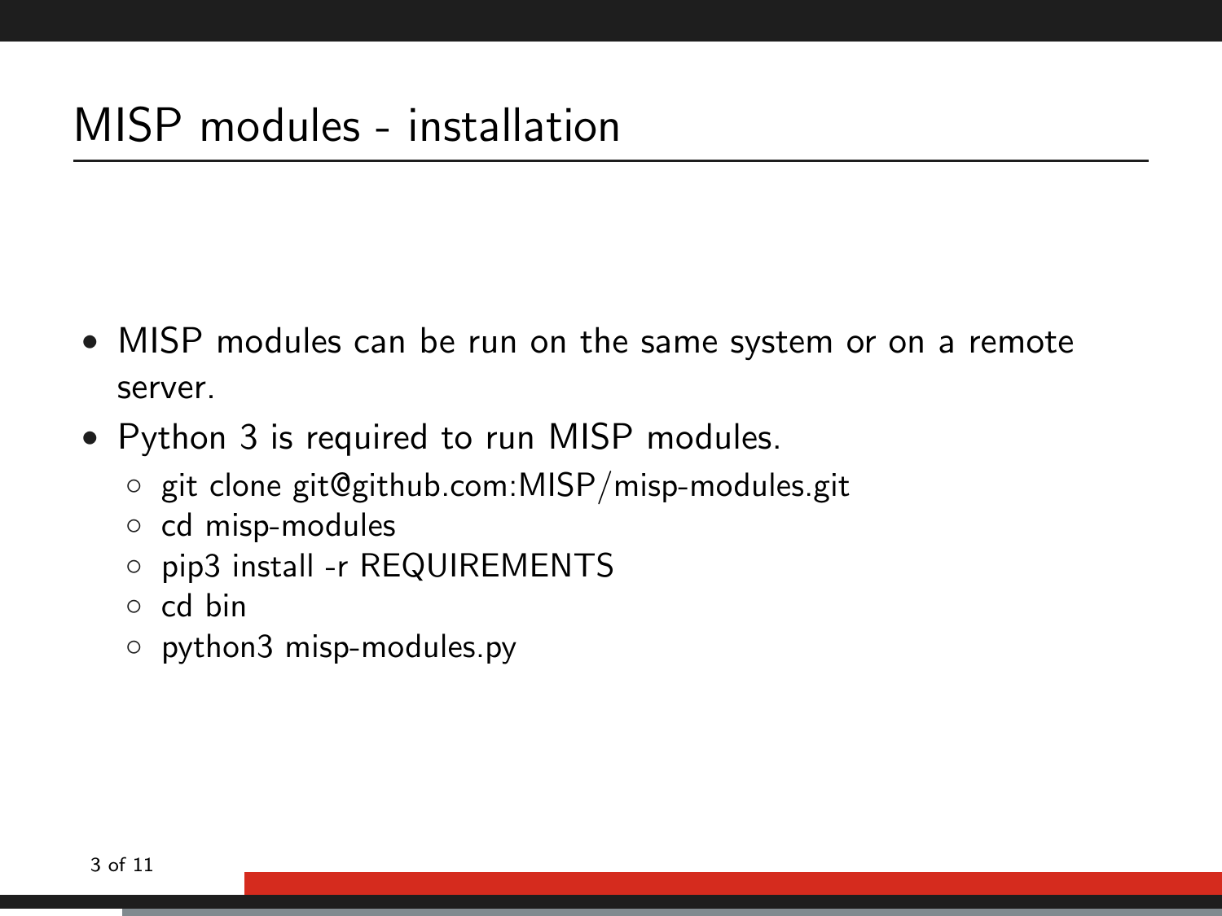# MISP modules - installation

- MISP modules can be run on the same system or on a remote server.
- Python 3 is required to run MISP modules.
  - git clone git@github.com:MISP/misp-modules.git
  - cd misp-modules
  - pip3 install -r REQUIREMENTS
  - cd bin
  - python3 misp-modules.py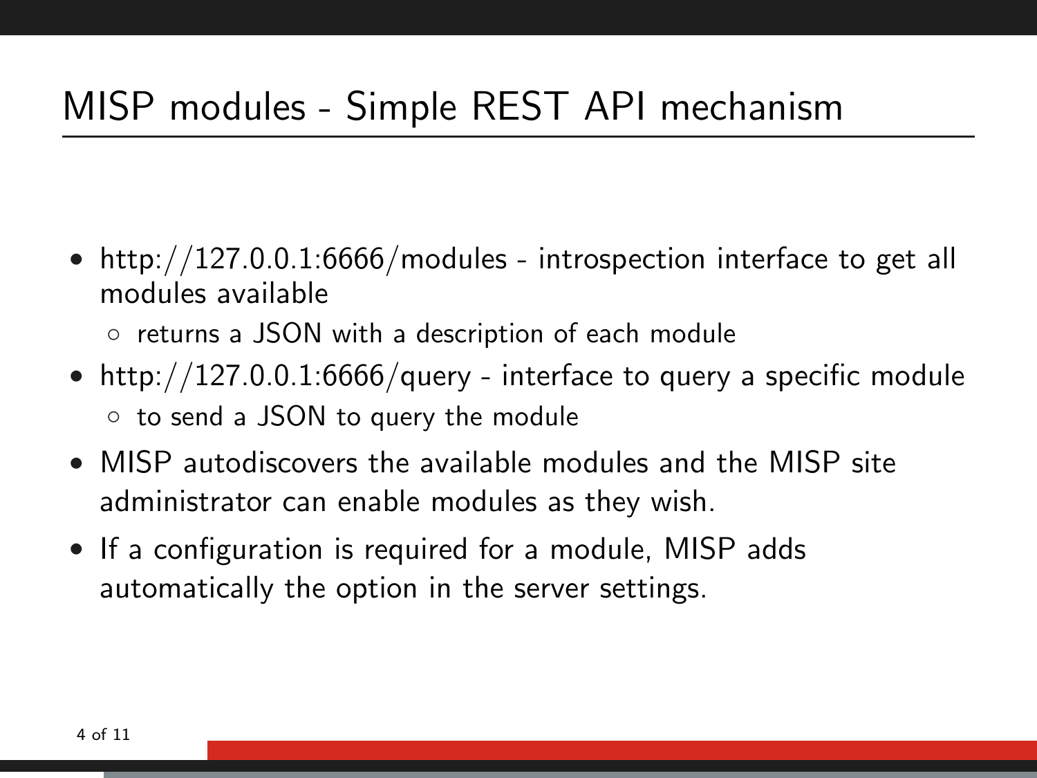# MISP modules - Simple REST API mechanism

- http://127.0.0.1:6666/modules - introspection interface to get all modules available
  - returns a JSON with a description of each module
- http://127.0.0.1:6666/query - interface to query a specific module
  - to send a JSON to query the module
- MISP autodiscovers the available modules and the MISP site administrator can enable modules as they wish.
- If a configuration is required for a module, MISP adds automatically the option in the server settings.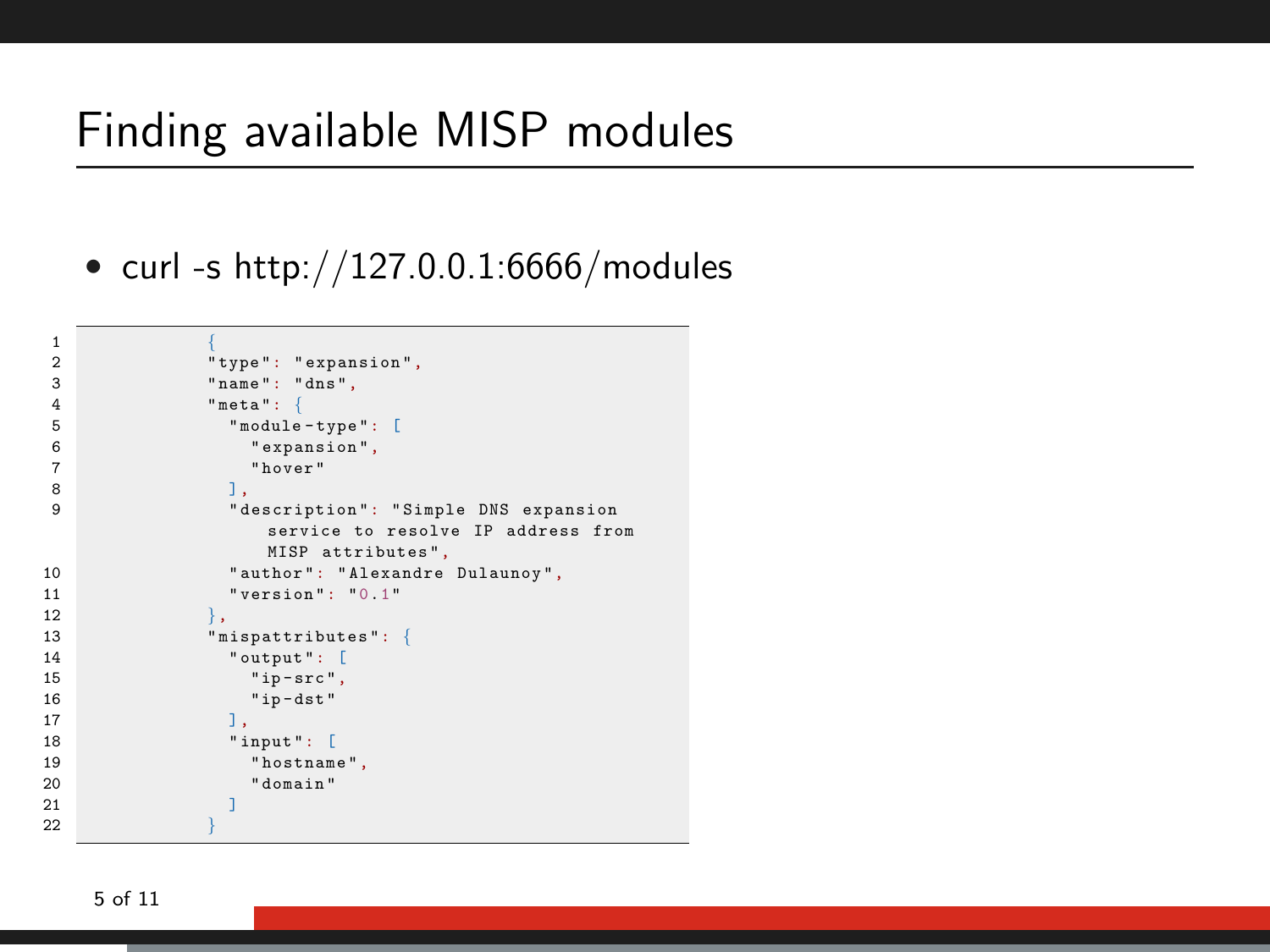# Finding available MISP modules

- curl -s http://127.0.0.1:6666/modules

```json
{
"type": "expansion",
"name": "dns",
"meta": {
  "module-type": [
    "expansion",
    "hover"
  ],
  "description": "Simple DNS expansion service to resolve IP address from MISP attributes",
  "author": "Alexandre Dulaunoy",
  "version": "0.1"
},
"mispattributes": {
  "output": [
    "ip-src",
    "ip-dst"
  ],
  "input": [
    "hostname",
    "domain"
  ]
}
```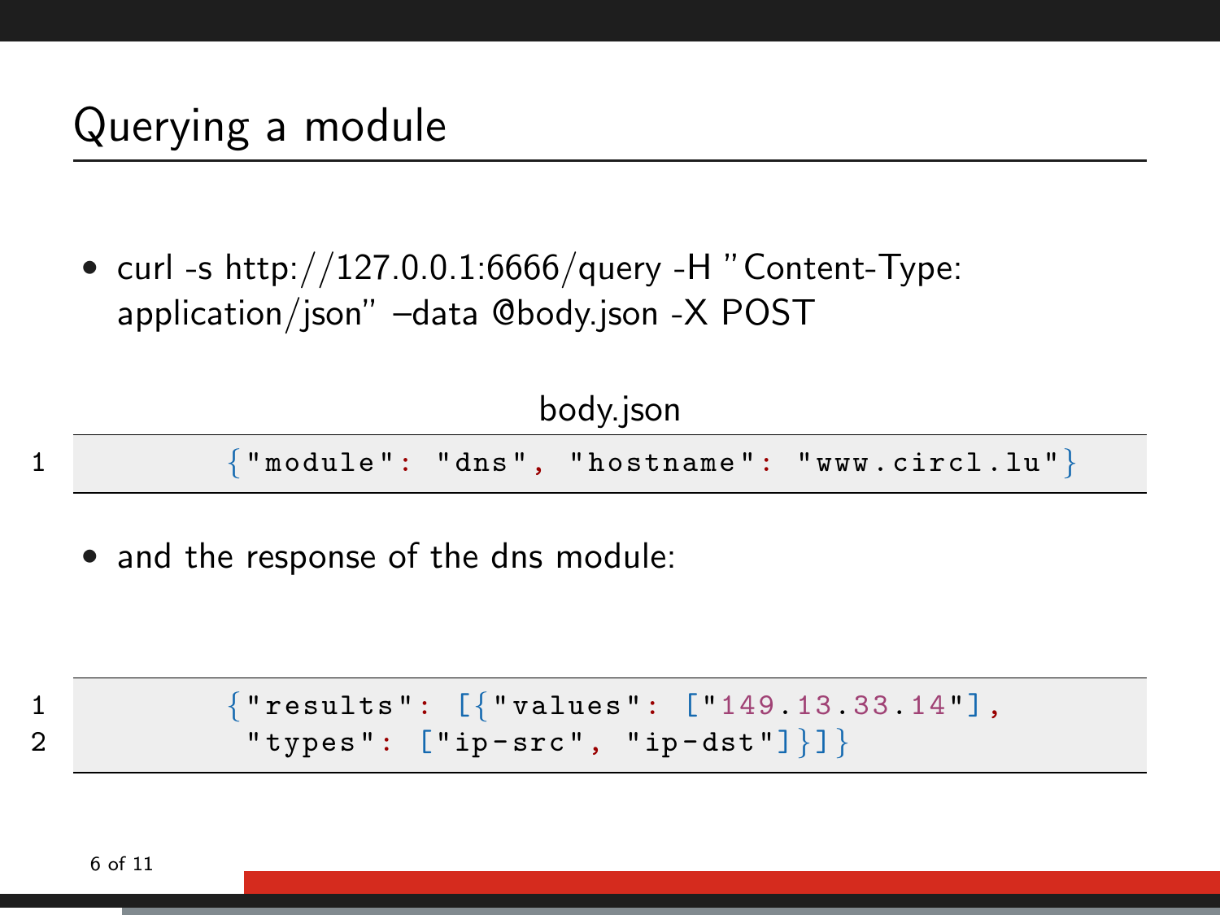# Querying a module

- curl -s http://127.0.0.1:6666/query -H "Content-Type: application/json" –data @body.json -X POST

body.json

```
{"module": "dns", "hostname": "www.circl.lu"}
```

- and the response of the dns module:

```
{"results": [{"values": ["149.13.33.14"],
 "types": ["ip-src", "ip-dst"]}]}
```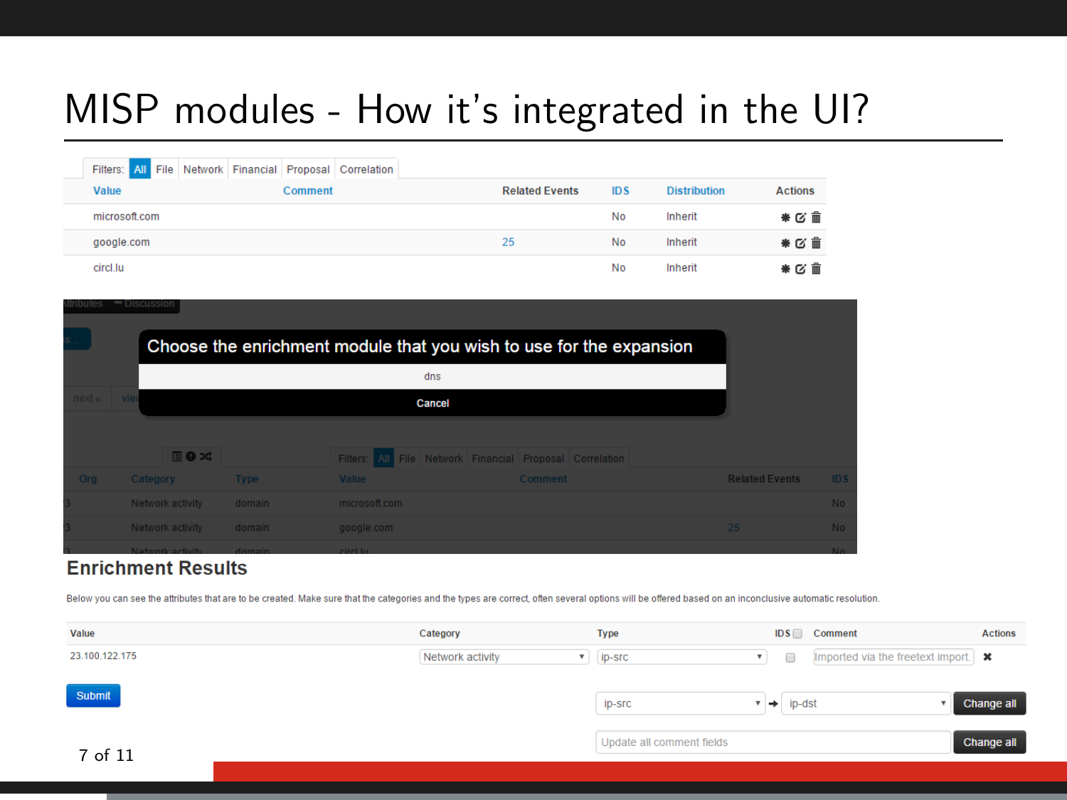# MISP modules - How it's integrated in the UI?

Filters: All | File | Network | Financial | Proposal | Correlation

| Value | Comment | Related Events | IDS | Distribution | Actions |
|---|---|---|---|---|---|
| microsoft.com | | | No | Inherit | |
| google.com | | 25 | No | Inherit | |
| circl.lu | | | No | Inherit | |

**Choose the enrichment module that you wish to use for the expansion**

dns

Cancel

## Enrichment Results

Below you can see the attributes that are to be created. Make sure that the categories and the types are correct, often several options will be offered based on an inconclusive automatic resolution.

| Value | Category | Type | IDS | Comment | Actions |
|---|---|---|---|---|---|
| 23.100.122.175 | Network activity | ip-src | | Imported via the freetext import. | ✖ |

Submit

ip-src → ip-dst | Change all

Update all comment fields | Change all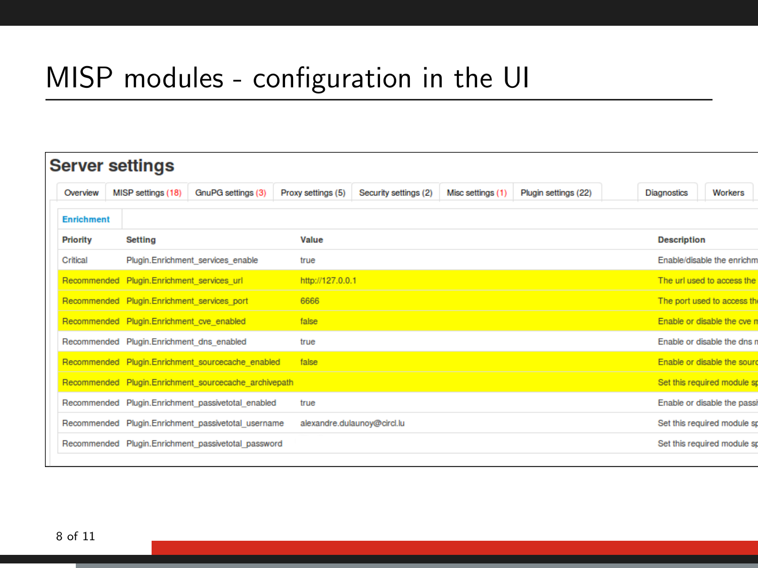# MISP modules - configuration in the UI

## Server settings

Overview | MISP settings (18) | GnuPG settings (3) | Proxy settings (5) | Security settings (2) | Misc settings (1) | Plugin settings (22) | Diagnostics | Workers

**Enrichment**

| Priority | Setting | Value | Description |
|---|---|---|---|
| Critical | Plugin.Enrichment_services_enable | true | Enable/disable the enrichm |
| Recommended | Plugin.Enrichment_services_url | http://127.0.0.1 | The url used to access the |
| Recommended | Plugin.Enrichment_services_port | 6666 | The port used to access th |
| Recommended | Plugin.Enrichment_cve_enabled | false | Enable or disable the cve m |
| Recommended | Plugin.Enrichment_dns_enabled | true | Enable or disable the dns m |
| Recommended | Plugin.Enrichment_sourcecache_enabled | false | Enable or disable the sourc |
| Recommended | Plugin.Enrichment_sourcecache_archivepath | | Set this required module sp |
| Recommended | Plugin.Enrichment_passivetotal_enabled | true | Enable or disable the passi |
| Recommended | Plugin.Enrichment_passivetotal_username | alexandre.dulaunoy@circl.lu | Set this required module sp |
| Recommended | Plugin.Enrichment_passivetotal_password | | Set this required module sp |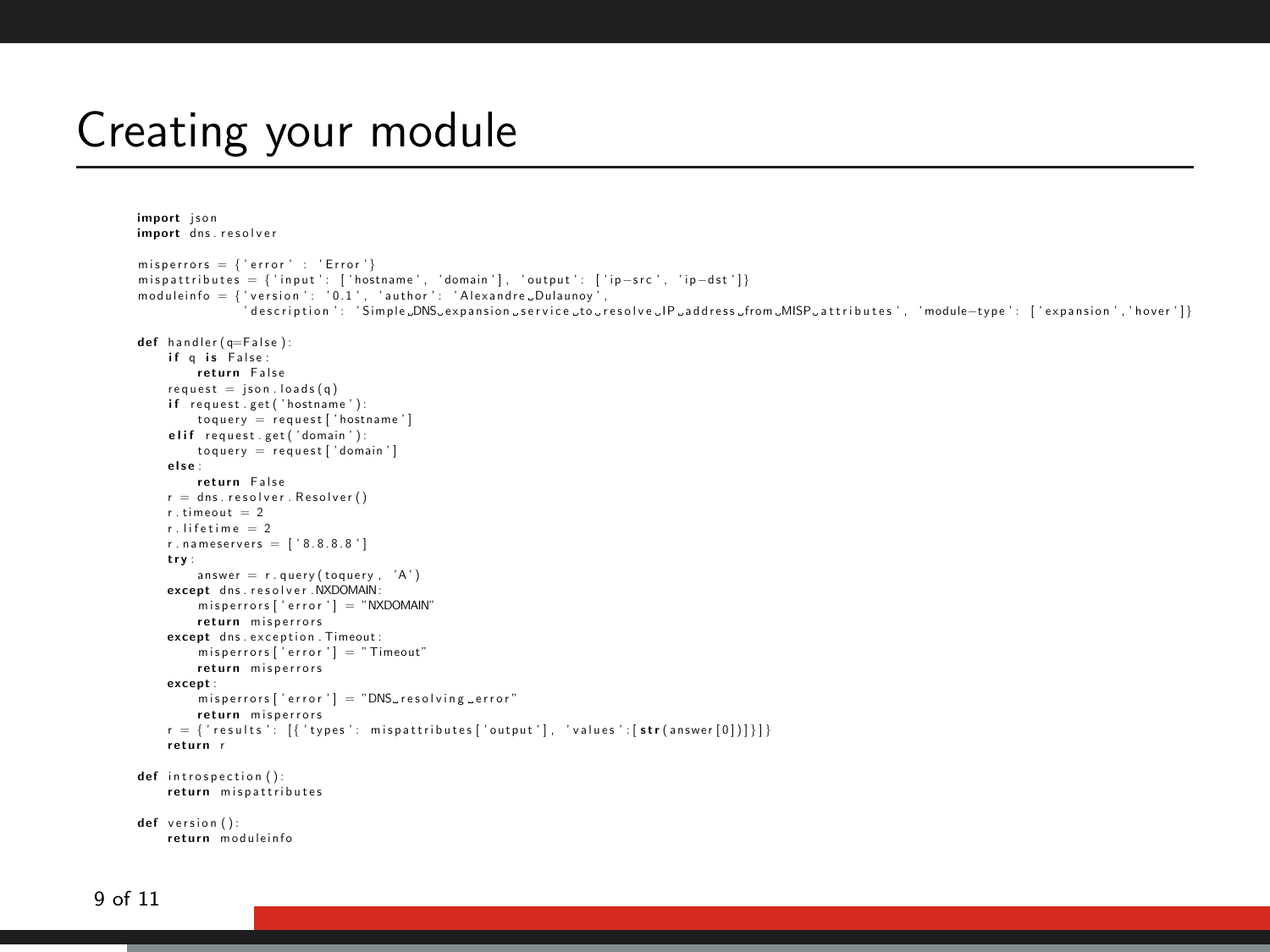# Creating your module

```python
import json
import dns.resolver

misperrors = {'error' : 'Error'}
mispattributes = {'input': ['hostname', 'domain'], 'output': ['ip-src', 'ip-dst']}
moduleinfo = {'version': '0.1', 'author': 'Alexandre Dulaunoy',
              'description': 'Simple DNS expansion service to resolve IP address from MISP attributes', 'module-type': ['expansion','hover']}

def handler(q=False):
    if q is False:
        return False
    request = json.loads(q)
    if request.get('hostname'):
        toquery = request['hostname']
    elif request.get('domain'):
        toquery = request['domain']
    else:
        return False
    r = dns.resolver.Resolver()
    r.timeout = 2
    r.lifetime = 2
    r.nameservers = ['8.8.8.8']
    try:
        answer = r.query(toquery, 'A')
    except dns.resolver.NXDOMAIN:
        misperrors['error'] = "NXDOMAIN"
        return misperrors
    except dns.exception.Timeout:
        misperrors['error'] = "Timeout"
        return misperrors
    except:
        misperrors['error'] = "DNS resolving error"
        return misperrors
    r = {'results': [{'types': mispattributes['output'], 'values':[str(answer[0])]}]}
    return r

def introspection():
    return mispattributes

def version():
    return moduleinfo
```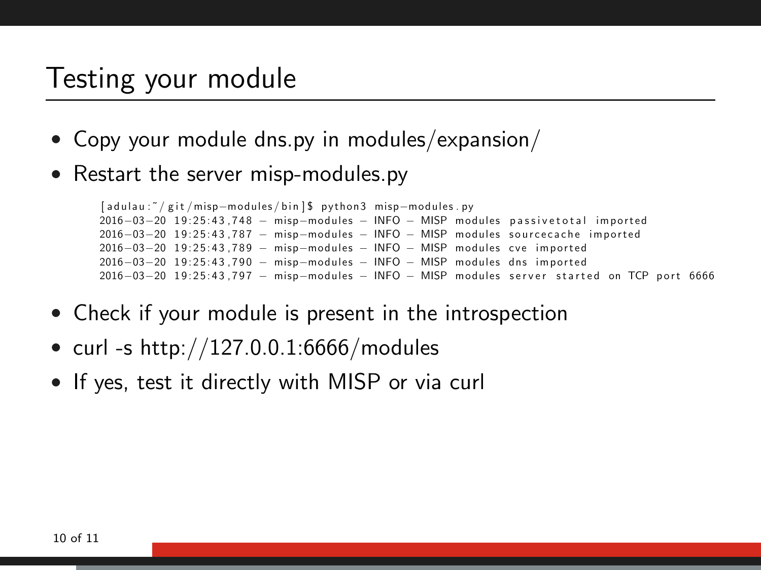# Testing your module

- Copy your module dns.py in modules/expansion/
- Restart the server misp-modules.py

```
[adulau:~/git/misp-modules/bin]$ python3 misp-modules.py
2016-03-20 19:25:43,748 - misp-modules - INFO - MISP modules passivetotal imported
2016-03-20 19:25:43,787 - misp-modules - INFO - MISP modules sourcecache imported
2016-03-20 19:25:43,789 - misp-modules - INFO - MISP modules cve imported
2016-03-20 19:25:43,790 - misp-modules - INFO - MISP modules dns imported
2016-03-20 19:25:43,797 - misp-modules - INFO - MISP modules server started on TCP port 6666
```

- Check if your module is present in the introspection
- curl -s http://127.0.0.1:6666/modules
- If yes, test it directly with MISP or via curl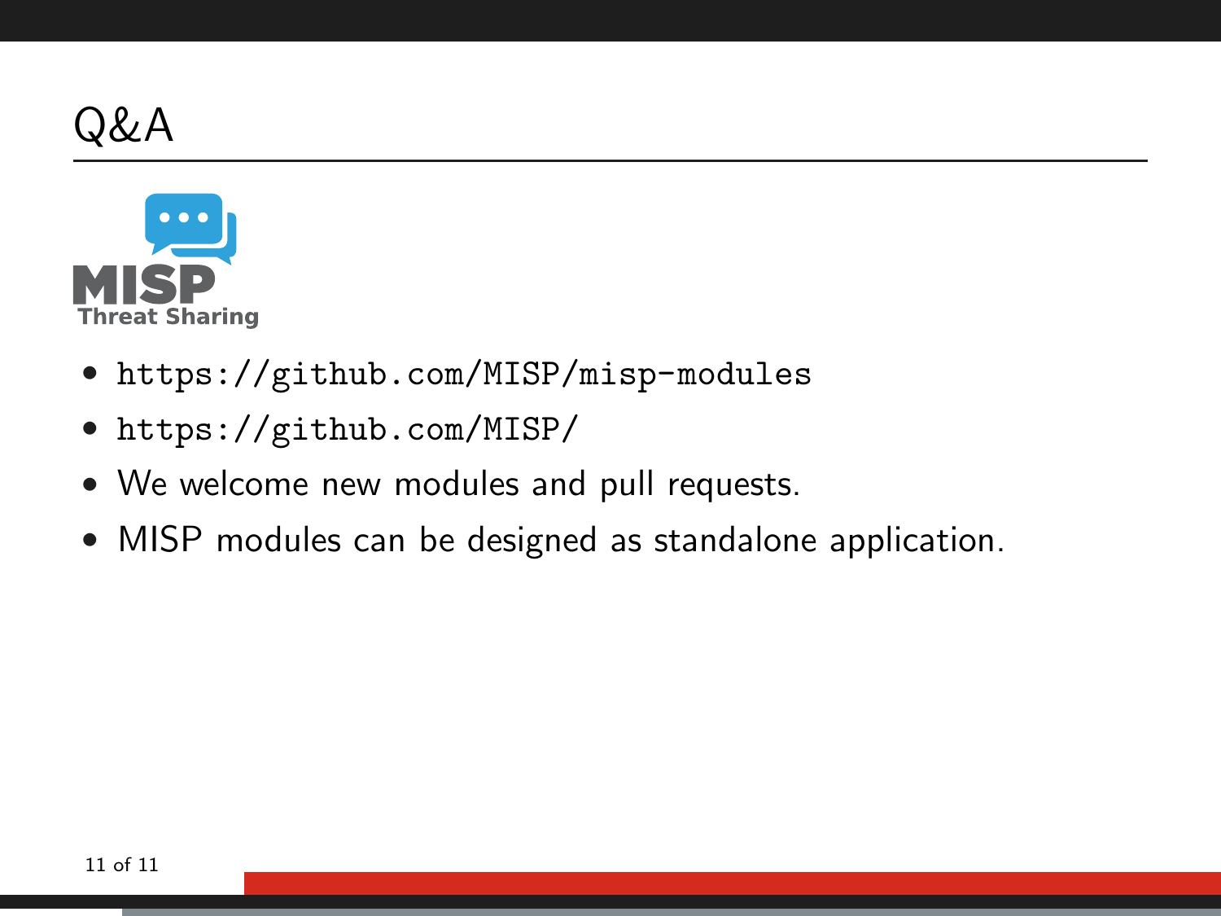# Q&A

MISP
Threat Sharing

- https://github.com/MISP/misp-modules
- https://github.com/MISP/
- We welcome new modules and pull requests.
- MISP modules can be designed as standalone application.